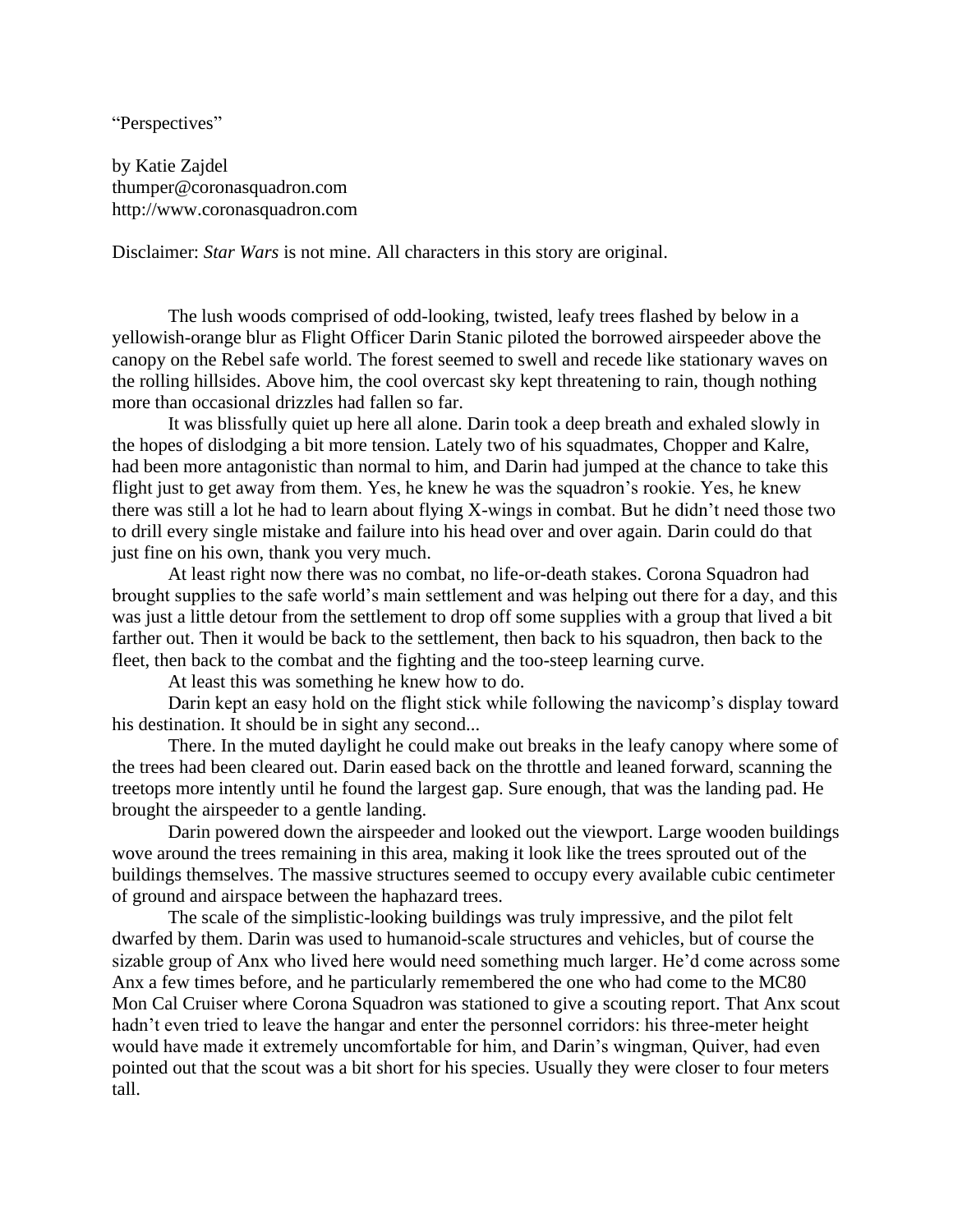"Perspectives"

by Katie Zajdel
thumper@coronasquadron.com
http://www.coronasquadron.com

Disclaimer: *Star Wars* is not mine. All characters in this story are original.

The lush woods comprised of odd-looking, twisted, leafy trees flashed by below in a yellowish-orange blur as Flight Officer Darin Stanic piloted the borrowed airspeeder above the canopy on the Rebel safe world. The forest seemed to swell and recede like stationary waves on the rolling hillsides. Above him, the cool overcast sky kept threatening to rain, though nothing more than occasional drizzles had fallen so far.

It was blissfully quiet up here all alone. Darin took a deep breath and exhaled slowly in the hopes of dislodging a bit more tension. Lately two of his squadmates, Chopper and Kalre, had been more antagonistic than normal to him, and Darin had jumped at the chance to take this flight just to get away from them. Yes, he knew he was the squadron's rookie. Yes, he knew there was still a lot he had to learn about flying X-wings in combat. But he didn't need those two to drill every single mistake and failure into his head over and over again. Darin could do that just fine on his own, thank you very much.

At least right now there was no combat, no life-or-death stakes. Corona Squadron had brought supplies to the safe world's main settlement and was helping out there for a day, and this was just a little detour from the settlement to drop off some supplies with a group that lived a bit farther out. Then it would be back to the settlement, then back to his squadron, then back to the fleet, then back to the combat and the fighting and the too-steep learning curve.

At least this was something he knew how to do.

Darin kept an easy hold on the flight stick while following the navicomp's display toward his destination. It should be in sight any second...

There. In the muted daylight he could make out breaks in the leafy canopy where some of the trees had been cleared out. Darin eased back on the throttle and leaned forward, scanning the treetops more intently until he found the largest gap. Sure enough, that was the landing pad. He brought the airspeeder to a gentle landing.

Darin powered down the airspeeder and looked out the viewport. Large wooden buildings wove around the trees remaining in this area, making it look like the trees sprouted out of the buildings themselves. The massive structures seemed to occupy every available cubic centimeter of ground and airspace between the haphazard trees.

The scale of the simplistic-looking buildings was truly impressive, and the pilot felt dwarfed by them. Darin was used to humanoid-scale structures and vehicles, but of course the sizable group of Anx who lived here would need something much larger. He'd come across some Anx a few times before, and he particularly remembered the one who had come to the MC80 Mon Cal Cruiser where Corona Squadron was stationed to give a scouting report. That Anx scout hadn't even tried to leave the hangar and enter the personnel corridors: his three-meter height would have made it extremely uncomfortable for him, and Darin's wingman, Quiver, had even pointed out that the scout was a bit short for his species. Usually they were closer to four meters tall.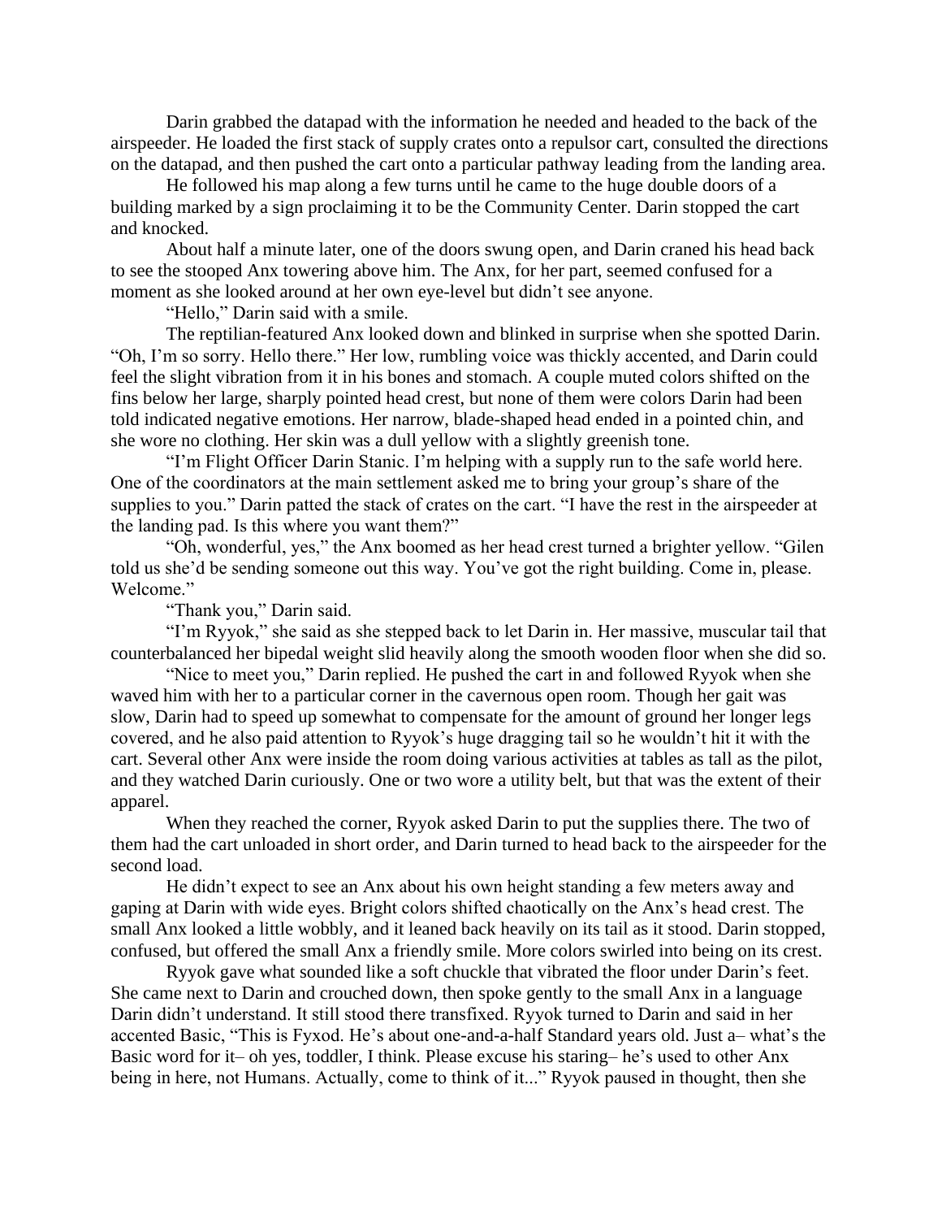Darin grabbed the datapad with the information he needed and headed to the back of the airspeeder. He loaded the first stack of supply crates onto a repulsor cart, consulted the directions on the datapad, and then pushed the cart onto a particular pathway leading from the landing area.

He followed his map along a few turns until he came to the huge double doors of a building marked by a sign proclaiming it to be the Community Center. Darin stopped the cart and knocked.

About half a minute later, one of the doors swung open, and Darin craned his head back to see the stooped Anx towering above him. The Anx, for her part, seemed confused for a moment as she looked around at her own eye-level but didn't see anyone.

"Hello," Darin said with a smile.

The reptilian-featured Anx looked down and blinked in surprise when she spotted Darin. "Oh, I'm so sorry. Hello there." Her low, rumbling voice was thickly accented, and Darin could feel the slight vibration from it in his bones and stomach. A couple muted colors shifted on the fins below her large, sharply pointed head crest, but none of them were colors Darin had been told indicated negative emotions. Her narrow, blade-shaped head ended in a pointed chin, and she wore no clothing. Her skin was a dull yellow with a slightly greenish tone.

"I'm Flight Officer Darin Stanic. I'm helping with a supply run to the safe world here. One of the coordinators at the main settlement asked me to bring your group's share of the supplies to you." Darin patted the stack of crates on the cart. "I have the rest in the airspeeder at the landing pad. Is this where you want them?"

"Oh, wonderful, yes," the Anx boomed as her head crest turned a brighter yellow. "Gilen told us she'd be sending someone out this way. You've got the right building. Come in, please. Welcome."

"Thank you," Darin said.

"I'm Ryyok," she said as she stepped back to let Darin in. Her massive, muscular tail that counterbalanced her bipedal weight slid heavily along the smooth wooden floor when she did so.

"Nice to meet you," Darin replied. He pushed the cart in and followed Ryyok when she waved him with her to a particular corner in the cavernous open room. Though her gait was slow, Darin had to speed up somewhat to compensate for the amount of ground her longer legs covered, and he also paid attention to Ryyok's huge dragging tail so he wouldn't hit it with the cart. Several other Anx were inside the room doing various activities at tables as tall as the pilot, and they watched Darin curiously. One or two wore a utility belt, but that was the extent of their apparel.

When they reached the corner, Ryyok asked Darin to put the supplies there. The two of them had the cart unloaded in short order, and Darin turned to head back to the airspeeder for the second load.

He didn't expect to see an Anx about his own height standing a few meters away and gaping at Darin with wide eyes. Bright colors shifted chaotically on the Anx's head crest. The small Anx looked a little wobbly, and it leaned back heavily on its tail as it stood. Darin stopped, confused, but offered the small Anx a friendly smile. More colors swirled into being on its crest.

Ryyok gave what sounded like a soft chuckle that vibrated the floor under Darin's feet. She came next to Darin and crouched down, then spoke gently to the small Anx in a language Darin didn't understand. It still stood there transfixed. Ryyok turned to Darin and said in her accented Basic, "This is Fyxod. He's about one-and-a-half Standard years old. Just a– what's the Basic word for it– oh yes, toddler, I think. Please excuse his staring– he's used to other Anx being in here, not Humans. Actually, come to think of it..." Ryyok paused in thought, then she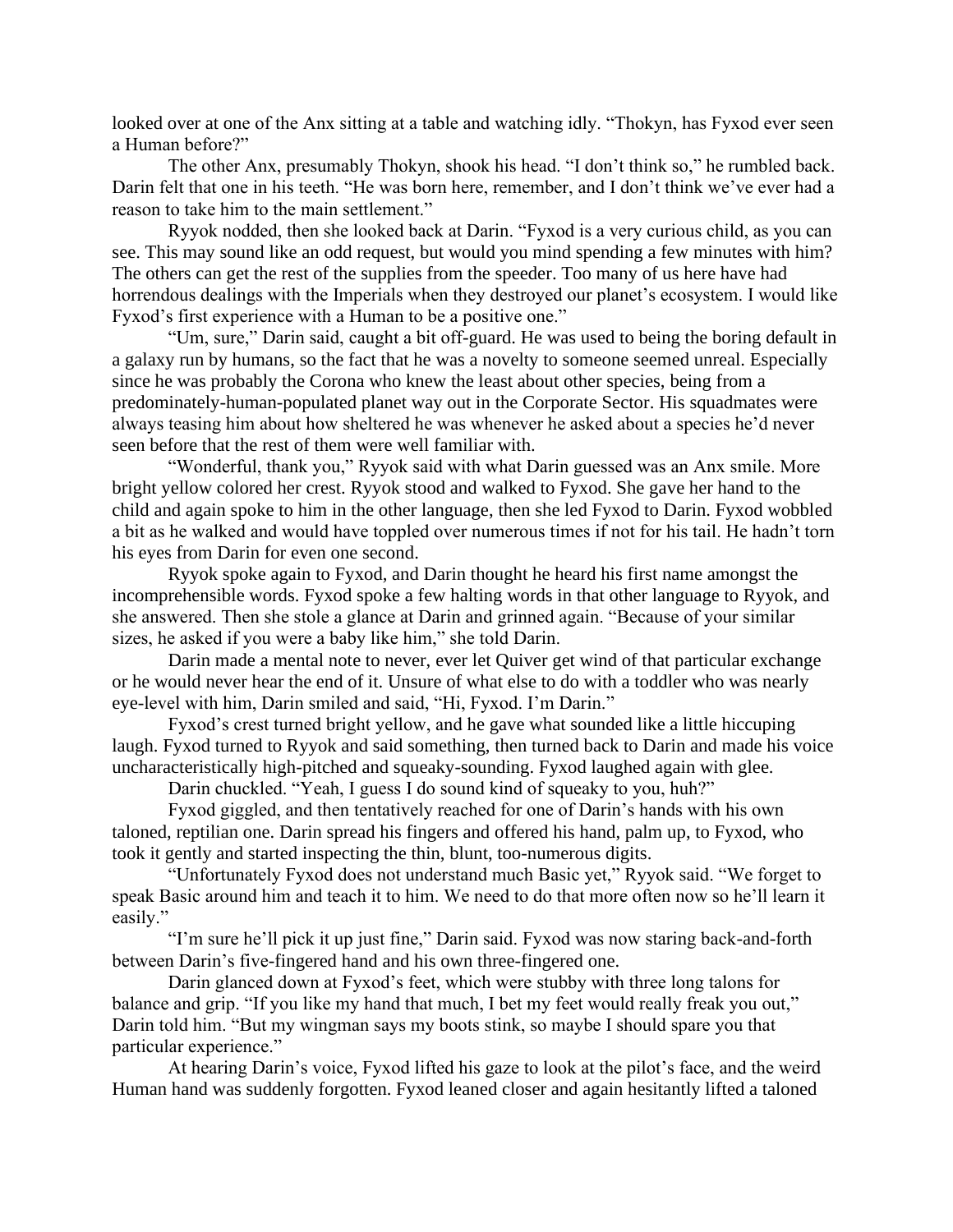looked over at one of the Anx sitting at a table and watching idly. "Thokyn, has Fyxod ever seen a Human before?"

The other Anx, presumably Thokyn, shook his head. "I don't think so," he rumbled back. Darin felt that one in his teeth. "He was born here, remember, and I don't think we've ever had a reason to take him to the main settlement."

Ryyok nodded, then she looked back at Darin. "Fyxod is a very curious child, as you can see. This may sound like an odd request, but would you mind spending a few minutes with him? The others can get the rest of the supplies from the speeder. Too many of us here have had horrendous dealings with the Imperials when they destroyed our planet's ecosystem. I would like Fyxod's first experience with a Human to be a positive one."

"Um, sure," Darin said, caught a bit off-guard. He was used to being the boring default in a galaxy run by humans, so the fact that he was a novelty to someone seemed unreal. Especially since he was probably the Corona who knew the least about other species, being from a predominately-human-populated planet way out in the Corporate Sector. His squadmates were always teasing him about how sheltered he was whenever he asked about a species he'd never seen before that the rest of them were well familiar with.

"Wonderful, thank you," Ryyok said with what Darin guessed was an Anx smile. More bright yellow colored her crest. Ryyok stood and walked to Fyxod. She gave her hand to the child and again spoke to him in the other language, then she led Fyxod to Darin. Fyxod wobbled a bit as he walked and would have toppled over numerous times if not for his tail. He hadn't torn his eyes from Darin for even one second.

Ryyok spoke again to Fyxod, and Darin thought he heard his first name amongst the incomprehensible words. Fyxod spoke a few halting words in that other language to Ryyok, and she answered. Then she stole a glance at Darin and grinned again. "Because of your similar sizes, he asked if you were a baby like him," she told Darin.

Darin made a mental note to never, ever let Quiver get wind of that particular exchange or he would never hear the end of it. Unsure of what else to do with a toddler who was nearly eye-level with him, Darin smiled and said, "Hi, Fyxod. I'm Darin."

Fyxod's crest turned bright yellow, and he gave what sounded like a little hiccuping laugh. Fyxod turned to Ryyok and said something, then turned back to Darin and made his voice uncharacteristically high-pitched and squeaky-sounding. Fyxod laughed again with glee.

Darin chuckled. "Yeah, I guess I do sound kind of squeaky to you, huh?"

Fyxod giggled, and then tentatively reached for one of Darin's hands with his own taloned, reptilian one. Darin spread his fingers and offered his hand, palm up, to Fyxod, who took it gently and started inspecting the thin, blunt, too-numerous digits.

"Unfortunately Fyxod does not understand much Basic yet," Ryyok said. "We forget to speak Basic around him and teach it to him. We need to do that more often now so he'll learn it easily."

"I'm sure he'll pick it up just fine," Darin said. Fyxod was now staring back-and-forth between Darin's five-fingered hand and his own three-fingered one.

Darin glanced down at Fyxod's feet, which were stubby with three long talons for balance and grip. "If you like my hand that much, I bet my feet would really freak you out," Darin told him. "But my wingman says my boots stink, so maybe I should spare you that particular experience."

At hearing Darin's voice, Fyxod lifted his gaze to look at the pilot's face, and the weird Human hand was suddenly forgotten. Fyxod leaned closer and again hesitantly lifted a taloned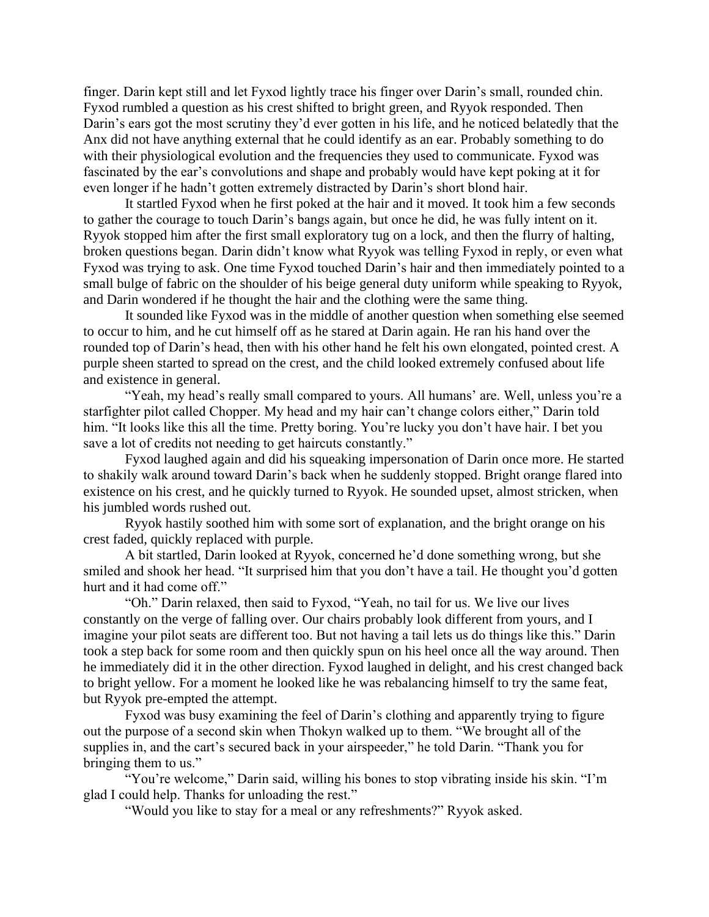finger. Darin kept still and let Fyxod lightly trace his finger over Darin's small, rounded chin. Fyxod rumbled a question as his crest shifted to bright green, and Ryyok responded. Then Darin's ears got the most scrutiny they'd ever gotten in his life, and he noticed belatedly that the Anx did not have anything external that he could identify as an ear. Probably something to do with their physiological evolution and the frequencies they used to communicate. Fyxod was fascinated by the ear's convolutions and shape and probably would have kept poking at it for even longer if he hadn't gotten extremely distracted by Darin's short blond hair.

It startled Fyxod when he first poked at the hair and it moved. It took him a few seconds to gather the courage to touch Darin's bangs again, but once he did, he was fully intent on it. Ryyok stopped him after the first small exploratory tug on a lock, and then the flurry of halting, broken questions began. Darin didn't know what Ryyok was telling Fyxod in reply, or even what Fyxod was trying to ask. One time Fyxod touched Darin's hair and then immediately pointed to a small bulge of fabric on the shoulder of his beige general duty uniform while speaking to Ryyok, and Darin wondered if he thought the hair and the clothing were the same thing.

It sounded like Fyxod was in the middle of another question when something else seemed to occur to him, and he cut himself off as he stared at Darin again. He ran his hand over the rounded top of Darin's head, then with his other hand he felt his own elongated, pointed crest. A purple sheen started to spread on the crest, and the child looked extremely confused about life and existence in general.

"Yeah, my head's really small compared to yours. All humans' are. Well, unless you're a starfighter pilot called Chopper. My head and my hair can't change colors either," Darin told him. "It looks like this all the time. Pretty boring. You're lucky you don't have hair. I bet you save a lot of credits not needing to get haircuts constantly."

Fyxod laughed again and did his squeaking impersonation of Darin once more. He started to shakily walk around toward Darin's back when he suddenly stopped. Bright orange flared into existence on his crest, and he quickly turned to Ryyok. He sounded upset, almost stricken, when his jumbled words rushed out.

Ryyok hastily soothed him with some sort of explanation, and the bright orange on his crest faded, quickly replaced with purple.

A bit startled, Darin looked at Ryyok, concerned he'd done something wrong, but she smiled and shook her head. "It surprised him that you don't have a tail. He thought you'd gotten hurt and it had come off."

"Oh." Darin relaxed, then said to Fyxod, "Yeah, no tail for us. We live our lives constantly on the verge of falling over. Our chairs probably look different from yours, and I imagine your pilot seats are different too. But not having a tail lets us do things like this." Darin took a step back for some room and then quickly spun on his heel once all the way around. Then he immediately did it in the other direction. Fyxod laughed in delight, and his crest changed back to bright yellow. For a moment he looked like he was rebalancing himself to try the same feat, but Ryyok pre-empted the attempt.

Fyxod was busy examining the feel of Darin's clothing and apparently trying to figure out the purpose of a second skin when Thokyn walked up to them. "We brought all of the supplies in, and the cart's secured back in your airspeeder," he told Darin. "Thank you for bringing them to us."

"You're welcome," Darin said, willing his bones to stop vibrating inside his skin. "I'm glad I could help. Thanks for unloading the rest."

"Would you like to stay for a meal or any refreshments?" Ryyok asked.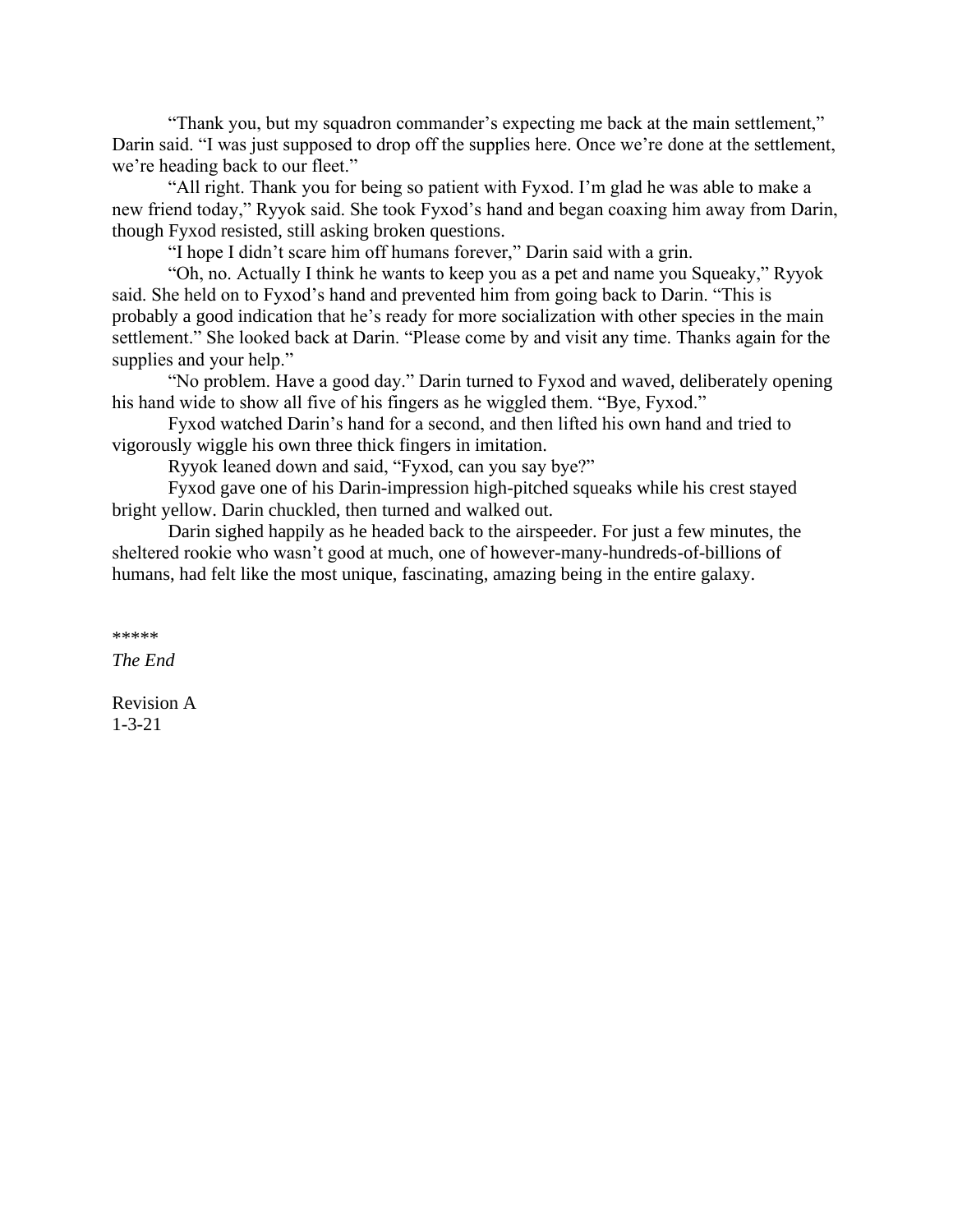"Thank you, but my squadron commander's expecting me back at the main settlement," Darin said. "I was just supposed to drop off the supplies here. Once we're done at the settlement, we're heading back to our fleet."

"All right. Thank you for being so patient with Fyxod. I'm glad he was able to make a new friend today," Ryyok said. She took Fyxod's hand and began coaxing him away from Darin, though Fyxod resisted, still asking broken questions.

"I hope I didn't scare him off humans forever," Darin said with a grin.

"Oh, no. Actually I think he wants to keep you as a pet and name you Squeaky," Ryyok said. She held on to Fyxod's hand and prevented him from going back to Darin. "This is probably a good indication that he's ready for more socialization with other species in the main settlement." She looked back at Darin. "Please come by and visit any time. Thanks again for the supplies and your help."

"No problem. Have a good day." Darin turned to Fyxod and waved, deliberately opening his hand wide to show all five of his fingers as he wiggled them. "Bye, Fyxod."

Fyxod watched Darin's hand for a second, and then lifted his own hand and tried to vigorously wiggle his own three thick fingers in imitation.

Ryyok leaned down and said, "Fyxod, can you say bye?"

Fyxod gave one of his Darin-impression high-pitched squeaks while his crest stayed bright yellow. Darin chuckled, then turned and walked out.

Darin sighed happily as he headed back to the airspeeder. For just a few minutes, the sheltered rookie who wasn't good at much, one of however-many-hundreds-of-billions of humans, had felt like the most unique, fascinating, amazing being in the entire galaxy.

*****

*The End*

Revision A
1-3-21